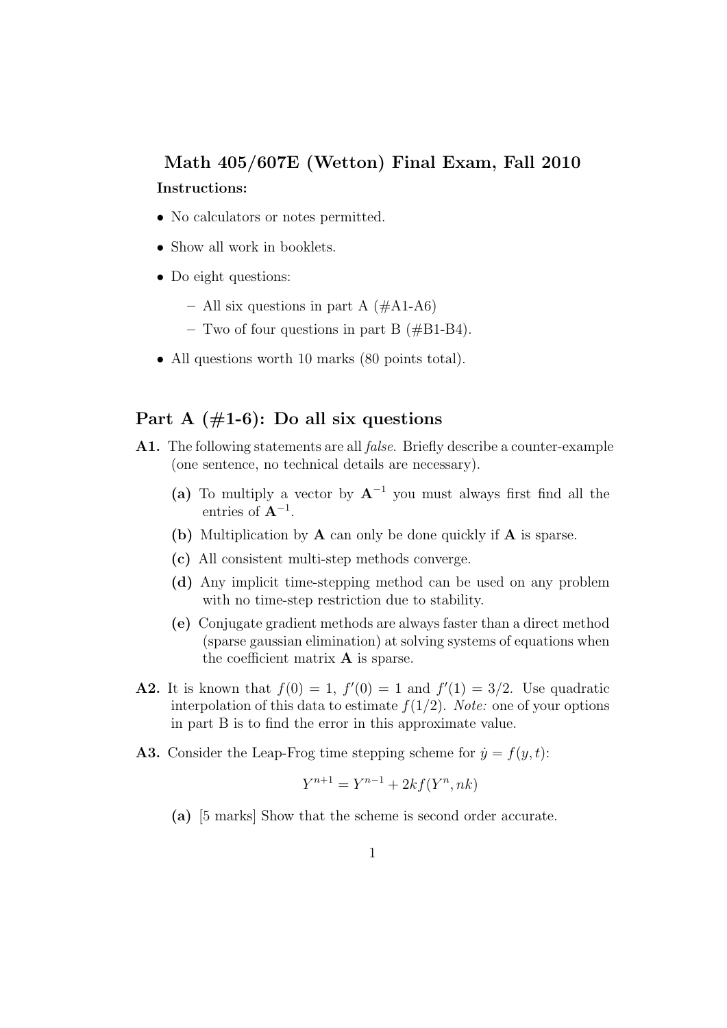# Math 405/607E (Wetton) Final Exam, Fall 2010

**Instructions:**

- No calculators or notes permitted.
- Show all work in booklets.
- Do eight questions:
  - All six questions in part A (#A1-A6)
  - Two of four questions in part B (#B1-B4).
- All questions worth 10 marks (80 points total).

## Part A (#1-6): Do all six questions

**A1.** The following statements are all *false*. Briefly describe a counter-example (one sentence, no technical details are necessary).

- **(a)** To multiply a vector by $\mathbf{A}^{-1}$ you must always first find all the entries of $\mathbf{A}^{-1}$.
- **(b)** Multiplication by $\mathbf{A}$ can only be done quickly if $\mathbf{A}$ is sparse.
- **(c)** All consistent multi-step methods converge.
- **(d)** Any implicit time-stepping method can be used on any problem with no time-step restriction due to stability.
- **(e)** Conjugate gradient methods are always faster than a direct method (sparse gaussian elimination) at solving systems of equations when the coefficient matrix $\mathbf{A}$ is sparse.

**A2.** It is known that $f(0) = 1$, $f'(0) = 1$ and $f'(1) = 3/2$. Use quadratic interpolation of this data to estimate $f(1/2)$. *Note:* one of your options in part B is to find the error in this approximate value.

**A3.** Consider the Leap-Frog time stepping scheme for $\dot{y} = f(y, t)$:

$$Y^{n+1} = Y^{n-1} + 2kf(Y^n, nk)$$

- **(a)** [5 marks] Show that the scheme is second order accurate.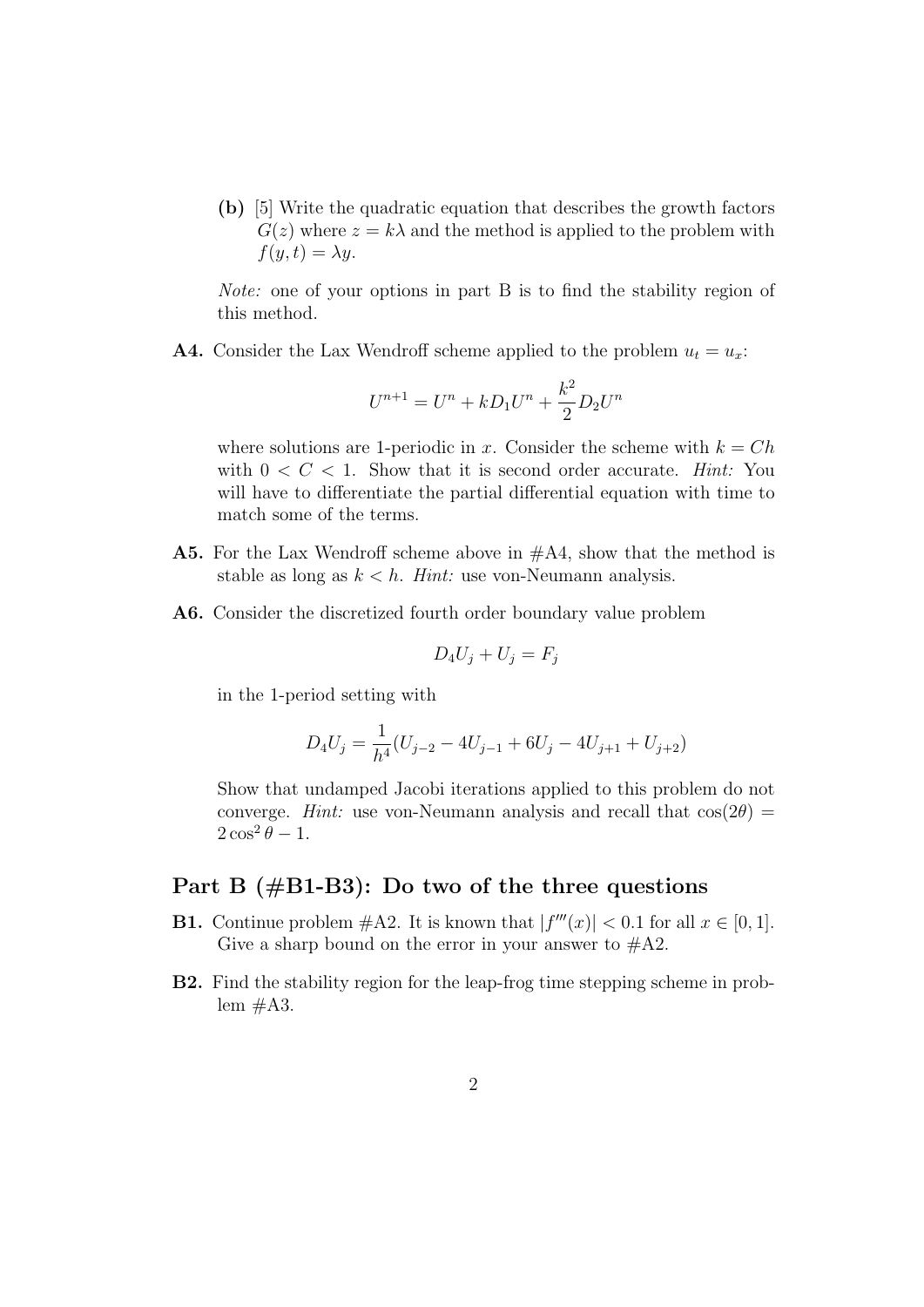**(b)** [5] Write the quadratic equation that describes the growth factors $G(z)$ where $z = k\lambda$ and the method is applied to the problem with $f(y,t) = \lambda y$.

*Note:* one of your options in part B is to find the stability region of this method.

**A4.** Consider the Lax Wendroff scheme applied to the problem $u_t = u_x$:

$$U^{n+1} = U^n + kD_1U^n + \frac{k^2}{2}D_2U^n$$

where solutions are 1-periodic in $x$. Consider the scheme with $k = Ch$ with $0 < C < 1$. Show that it is second order accurate. *Hint:* You will have to differentiate the partial differential equation with time to match some of the terms.

**A5.** For the Lax Wendroff scheme above in #A4, show that the method is stable as long as $k < h$. *Hint:* use von-Neumann analysis.

**A6.** Consider the discretized fourth order boundary value problem

$$D_4U_j + U_j = F_j$$

in the 1-period setting with

$$D_4U_j = \frac{1}{h^4}(U_{j-2} - 4U_{j-1} + 6U_j - 4U_{j+1} + U_{j+2})$$

Show that undamped Jacobi iterations applied to this problem do not converge. *Hint:* use von-Neumann analysis and recall that $\cos(2\theta) = 2\cos^2\theta - 1$.

## Part B (#B1-B3): Do two of the three questions

**B1.** Continue problem #A2. It is known that $|f'''(x)| < 0.1$ for all $x \in [0,1]$. Give a sharp bound on the error in your answer to #A2.

**B2.** Find the stability region for the leap-frog time stepping scheme in problem #A3.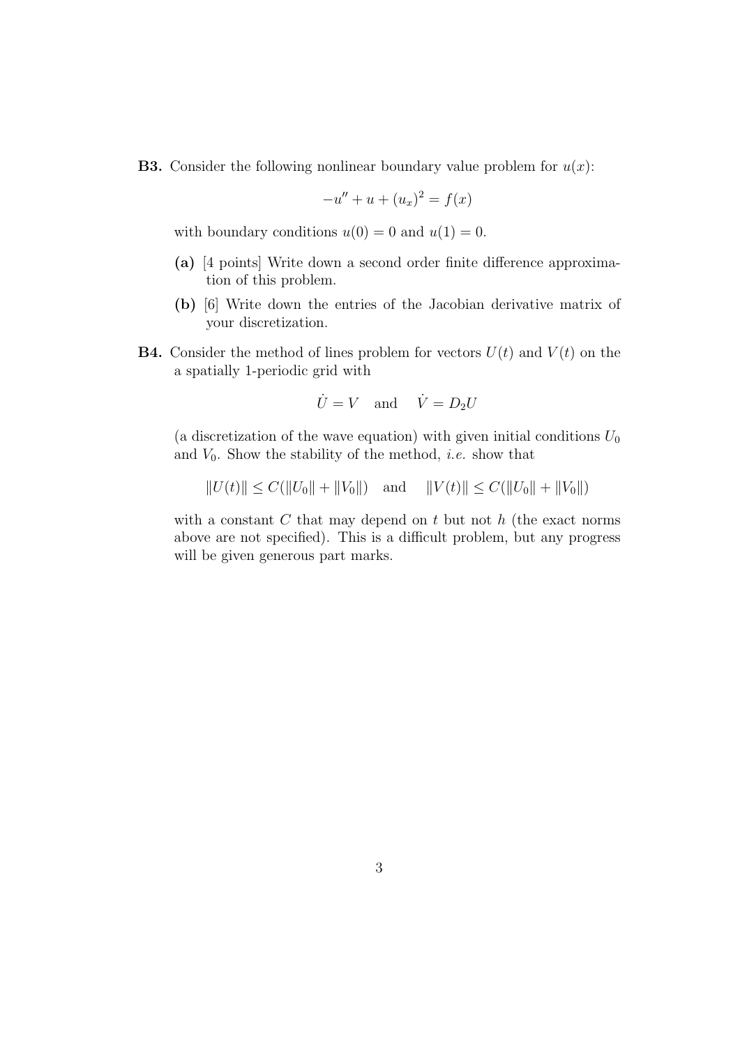**B3.** Consider the following nonlinear boundary value problem for $u(x)$:

$$-u'' + u + (u_x)^2 = f(x)$$

with boundary conditions $u(0) = 0$ and $u(1) = 0$.

**(a)** [4 points] Write down a second order finite difference approximation of this problem.

**(b)** [6] Write down the entries of the Jacobian derivative matrix of your discretization.

**B4.** Consider the method of lines problem for vectors $U(t)$ and $V(t)$ on the a spatially 1-periodic grid with

$$\dot{U} = V \quad \text{and} \quad \dot{V} = D_2 U$$

(a discretization of the wave equation) with given initial conditions $U_0$ and $V_0$. Show the stability of the method, *i.e.* show that

$$\|U(t)\| \leq C(\|U_0\| + \|V_0\|) \quad \text{and} \quad \|V(t)\| \leq C(\|U_0\| + \|V_0\|)$$

with a constant $C$ that may depend on $t$ but not $h$ (the exact norms above are not specified). This is a difficult problem, but any progress will be given generous part marks.